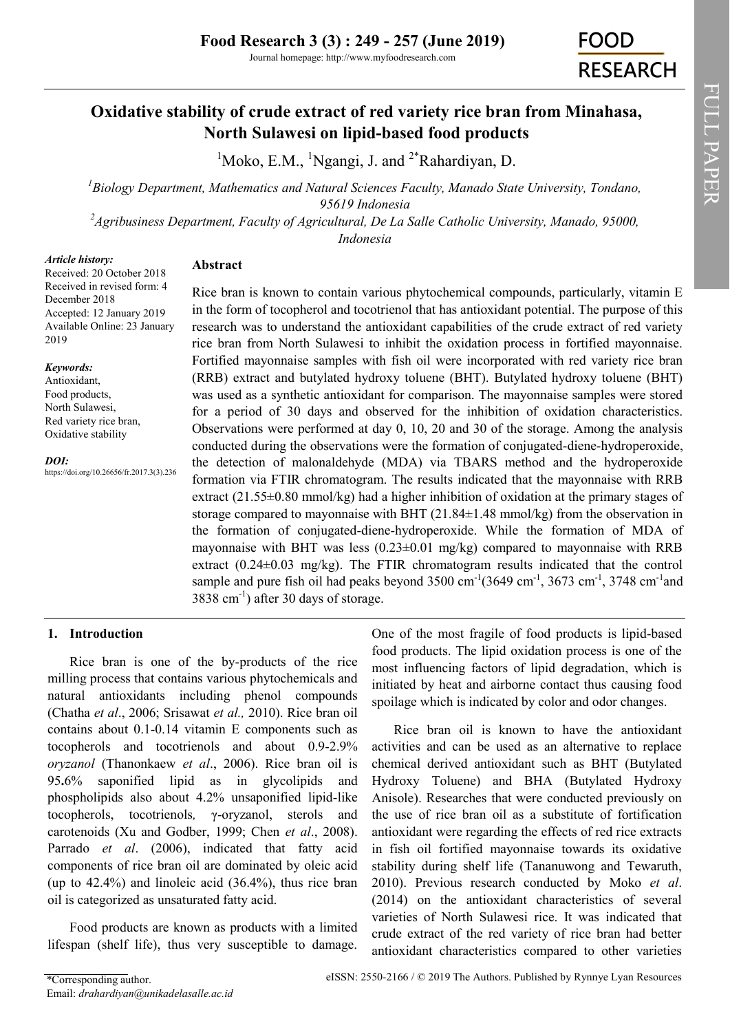# Oxidative stability of crude extract of red variety rice bran from Minahasa, North Sulawesi on lipid-based food products

[1]Moko, E.M., [1]Ngangi, J. and [2*]Rahardiyan, D.

[1]*Biology Department, Mathematics and Natural Sciences Faculty, Manado State University, Tondano, 95619 Indonesia*

[2]*Agribusiness Department, Faculty of Agricultural, De La Salle Catholic University, Manado, 95000, Indonesia*

***Article history:***
Received: 20 October 2018
Received in revised form: 4 December 2018
Accepted: 12 January 2019
Available Online: 23 January 2019

***Keywords:***
Antioxidant,
Food products,
North Sulawesi,
Red variety rice bran,
Oxidative stability

***DOI:***
https://doi.org/10.26656/fr.2017.3(3).236

## Abstract

Rice bran is known to contain various phytochemical compounds, particularly, vitamin E in the form of tocopherol and tocotrienol that has antioxidant potential. The purpose of this research was to understand the antioxidant capabilities of the crude extract of red variety rice bran from North Sulawesi to inhibit the oxidation process in fortified mayonnaise. Fortified mayonnaise samples with fish oil were incorporated with red variety rice bran (RRB) extract and butylated hydroxy toluene (BHT). Butylated hydroxy toluene (BHT) was used as a synthetic antioxidant for comparison. The mayonnaise samples were stored for a period of 30 days and observed for the inhibition of oxidation characteristics. Observations were performed at day 0, 10, 20 and 30 of the storage. Among the analysis conducted during the observations were the formation of conjugated-diene-hydroperoxide, the detection of malonaldehyde (MDA) via TBARS method and the hydroperoxide formation via FTIR chromatogram. The results indicated that the mayonnaise with RRB extract (21.55±0.80 mmol/kg) had a higher inhibition of oxidation at the primary stages of storage compared to mayonnaise with BHT (21.84±1.48 mmol/kg) from the observation in the formation of conjugated-diene-hydroperoxide. While the formation of MDA of mayonnaise with BHT was less (0.23±0.01 mg/kg) compared to mayonnaise with RRB extract (0.24±0.03 mg/kg). The FTIR chromatogram results indicated that the control sample and pure fish oil had peaks beyond 3500 $cm^{-1}$(3649 $cm^{-1}$, 3673 $cm^{-1}$, 3748 $cm^{-1}$and 3838 $cm^{-1}$) after 30 days of storage.

## 1. Introduction

Rice bran is one of the by-products of the rice milling process that contains various phytochemicals and natural antioxidants including phenol compounds (Chatha *et al*., 2006; Srisawat *et al.,* 2010). Rice bran oil contains about 0.1-0.14 vitamin E components such as tocopherols and tocotrienols and about 0.9-2.9% *oryzanol* (Thanonkaew *et al*., 2006). Rice bran oil is 95**.**6% saponified lipid as in glycolipids and phospholipids also about 4.2% unsaponified lipid-like tocopherols, tocotrienols*,* γ-oryzanol, sterols and carotenoids (Xu and Godber, 1999; Chen *et al*., 2008). Parrado *et al*. (2006), indicated that fatty acid components of rice bran oil are dominated by oleic acid (up to 42.4%) and linoleic acid (36.4%), thus rice bran oil is categorized as unsaturated fatty acid.

Food products are known as products with a limited lifespan (shelf life), thus very susceptible to damage. One of the most fragile of food products is lipid-based food products. The lipid oxidation process is one of the most influencing factors of lipid degradation, which is initiated by heat and airborne contact thus causing food spoilage which is indicated by color and odor changes.

Rice bran oil is known to have the antioxidant activities and can be used as an alternative to replace chemical derived antioxidant such as BHT (Butylated Hydroxy Toluene) and BHA (Butylated Hydroxy Anisole). Researches that were conducted previously on the use of rice bran oil as a substitute of fortification antioxidant were regarding the effects of red rice extracts in fish oil fortified mayonnaise towards its oxidative stability during shelf life (Tananuwong and Tewaruth, 2010). Previous research conducted by Moko *et al*. (2014) on the antioxidant characteristics of several varieties of North Sulawesi rice. It was indicated that crude extract of the red variety of rice bran had better antioxidant characteristics compared to other varieties

*Corresponding author.
Email: *drahardiyan@unikadelasalle.ac.id*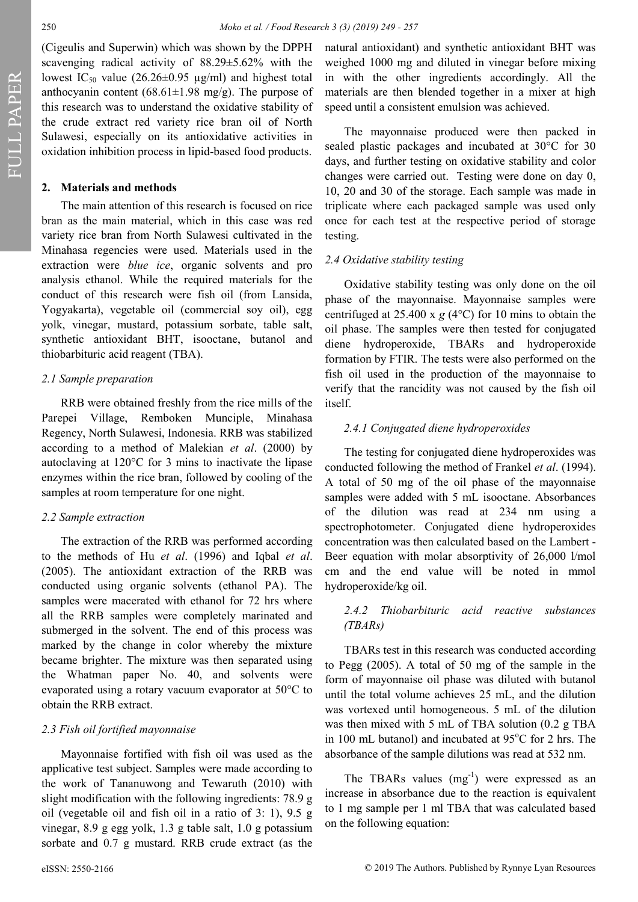(Cigeulis and Superwin) which was shown by the DPPH scavenging radical activity of 88.29±5.62% with the lowest $IC_{50}$ value (26.26±0.95 µg/ml) and highest total anthocyanin content (68.61±1.98 mg/g). The purpose of this research was to understand the oxidative stability of the crude extract red variety rice bran oil of North Sulawesi, especially on its antioxidative activities in oxidation inhibition process in lipid-based food products.

## 2. Materials and methods

The main attention of this research is focused on rice bran as the main material, which in this case was red variety rice bran from North Sulawesi cultivated in the Minahasa regencies were used. Materials used in the extraction were *blue ice*, organic solvents and pro analysis ethanol. While the required materials for the conduct of this research were fish oil (from Lansida, Yogyakarta), vegetable oil (commercial soy oil), egg yolk, vinegar, mustard, potassium sorbate, table salt, synthetic antioxidant BHT, isooctane, butanol and thiobarbituric acid reagent (TBA).

### *2.1 Sample preparation*

RRB were obtained freshly from the rice mills of the Parepei Village, Remboken Munciple, Minahasa Regency, North Sulawesi, Indonesia. RRB was stabilized according to a method of Malekian *et al*. (2000) by autoclaving at 120°C for 3 mins to inactivate the lipase enzymes within the rice bran, followed by cooling of the samples at room temperature for one night.

### *2.2 Sample extraction*

The extraction of the RRB was performed according to the methods of Hu *et al*. (1996) and Iqbal *et al*. (2005). The antioxidant extraction of the RRB was conducted using organic solvents (ethanol PA). The samples were macerated with ethanol for 72 hrs where all the RRB samples were completely marinated and submerged in the solvent. The end of this process was marked by the change in color whereby the mixture became brighter. The mixture was then separated using the Whatman paper No. 40, and solvents were evaporated using a rotary vacuum evaporator at 50°C to obtain the RRB extract.

### *2.3 Fish oil fortified mayonnaise*

Mayonnaise fortified with fish oil was used as the applicative test subject. Samples were made according to the work of Tananuwong and Tewaruth (2010) with slight modification with the following ingredients: 78.9 g oil (vegetable oil and fish oil in a ratio of 3: 1), 9.5 g vinegar, 8.9 g egg yolk, 1.3 g table salt, 1.0 g potassium sorbate and 0.7 g mustard. RRB crude extract (as the natural antioxidant) and synthetic antioxidant BHT was weighed 1000 mg and diluted in vinegar before mixing in with the other ingredients accordingly. All the materials are then blended together in a mixer at high speed until a consistent emulsion was achieved.

The mayonnaise produced were then packed in sealed plastic packages and incubated at 30°C for 30 days, and further testing on oxidative stability and color changes were carried out. Testing were done on day 0, 10, 20 and 30 of the storage. Each sample was made in triplicate where each packaged sample was used only once for each test at the respective period of storage testing.

### *2.4 Oxidative stability testing*

Oxidative stability testing was only done on the oil phase of the mayonnaise. Mayonnaise samples were centrifuged at 25.400 x *g* (4°C) for 10 mins to obtain the oil phase. The samples were then tested for conjugated diene hydroperoxide, TBARs and hydroperoxide formation by FTIR. The tests were also performed on the fish oil used in the production of the mayonnaise to verify that the rancidity was not caused by the fish oil itself.

#### *2.4.1 Conjugated diene hydroperoxides*

The testing for conjugated diene hydroperoxides was conducted following the method of Frankel *et al*. (1994). A total of 50 mg of the oil phase of the mayonnaise samples were added with 5 mL isooctane. Absorbances of the dilution was read at 234 nm using a spectrophotometer. Conjugated diene hydroperoxides concentration was then calculated based on the Lambert - Beer equation with molar absorptivity of 26,000 l/mol cm and the end value will be noted in mmol hydroperoxide/kg oil.

#### *2.4.2 Thiobarbituric acid reactive substances (TBARs)*

TBARs test in this research was conducted according to Pegg (2005). A total of 50 mg of the sample in the form of mayonnaise oil phase was diluted with butanol until the total volume achieves 25 mL, and the dilution was vortexed until homogeneous. 5 mL of the dilution was then mixed with 5 mL of TBA solution (0.2 g TBA in 100 mL butanol) and incubated at 95°C for 2 hrs. The absorbance of the sample dilutions was read at 532 nm.

The TBARs values ($mg^{-1}$) were expressed as an increase in absorbance due to the reaction is equivalent to 1 mg sample per 1 ml TBA that was calculated based on the following equation: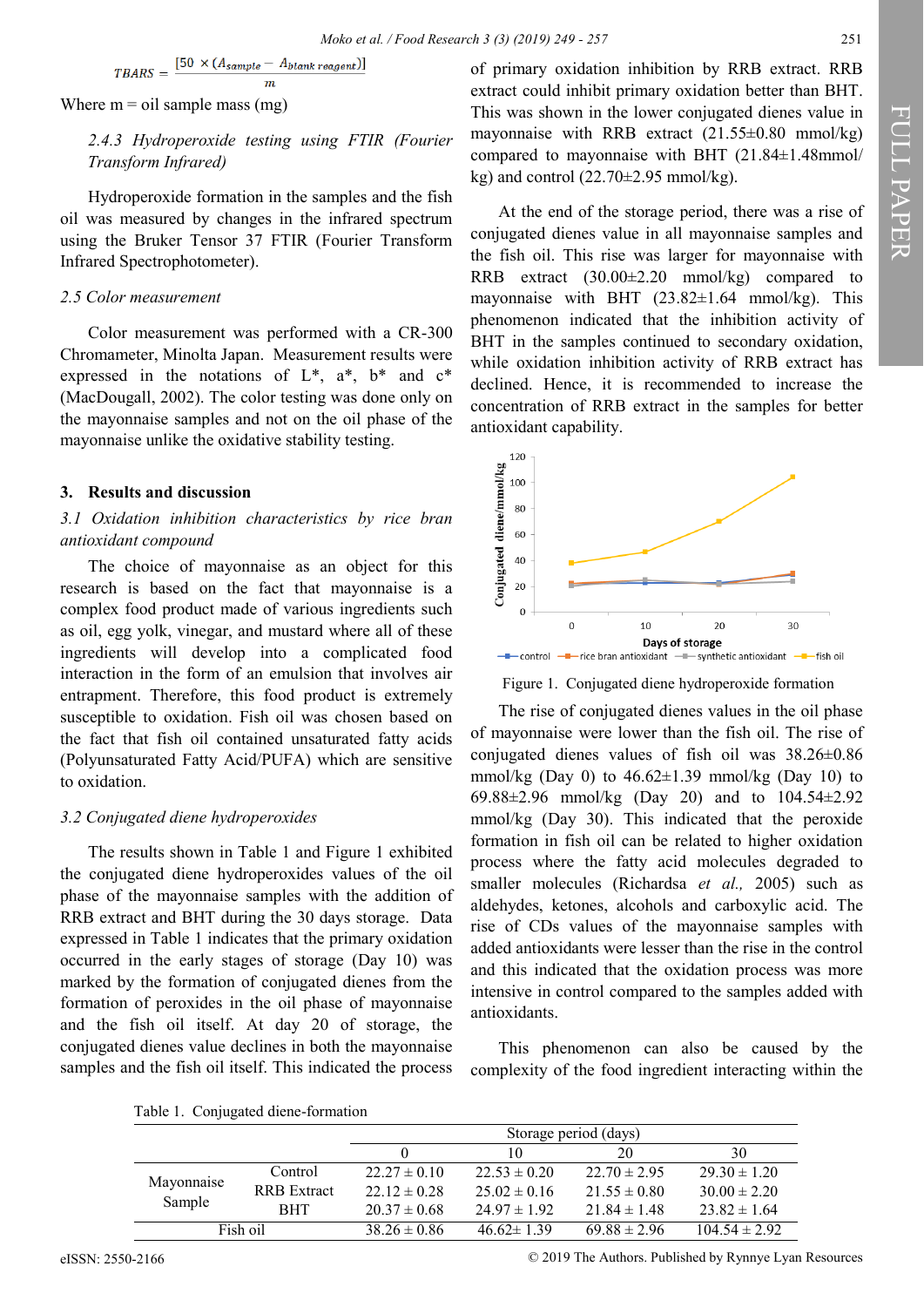$$TBARS = \frac{[50 \times (A_{sample} - A_{blank\ reagent})]}{m}$$

Where m = oil sample mass (mg)

*2.4.3 Hydroperoxide testing using FTIR (Fourier Transform Infrared)*

Hydroperoxide formation in the samples and the fish oil was measured by changes in the infrared spectrum using the Bruker Tensor 37 FTIR (Fourier Transform Infrared Spectrophotometer).

*2.5 Color measurement*

Color measurement was performed with a CR-300 Chromameter, Minolta Japan. Measurement results were expressed in the notations of L*, a*, b* and c* (MacDougall, 2002). The color testing was done only on the mayonnaise samples and not on the oil phase of the mayonnaise unlike the oxidative stability testing.

## 3. Results and discussion

*3.1 Oxidation inhibition characteristics by rice bran antioxidant compound*

The choice of mayonnaise as an object for this research is based on the fact that mayonnaise is a complex food product made of various ingredients such as oil, egg yolk, vinegar, and mustard where all of these ingredients will develop into a complicated food interaction in the form of an emulsion that involves air entrapment. Therefore, this food product is extremely susceptible to oxidation. Fish oil was chosen based on the fact that fish oil contained unsaturated fatty acids (Polyunsaturated Fatty Acid/PUFA) which are sensitive to oxidation.

*3.2 Conjugated diene hydroperoxides*

The results shown in Table 1 and Figure 1 exhibited the conjugated diene hydroperoxides values of the oil phase of the mayonnaise samples with the addition of RRB extract and BHT during the 30 days storage. Data expressed in Table 1 indicates that the primary oxidation occurred in the early stages of storage (Day 10) was marked by the formation of conjugated dienes from the formation of peroxides in the oil phase of mayonnaise and the fish oil itself. At day 20 of storage, the conjugated dienes value declines in both the mayonnaise samples and the fish oil itself. This indicated the process of primary oxidation inhibition by RRB extract. RRB extract could inhibit primary oxidation better than BHT. This was shown in the lower conjugated dienes value in mayonnaise with RRB extract (21.55±0.80 mmol/kg) compared to mayonnaise with BHT (21.84±1.48mmol/kg) and control (22.70±2.95 mmol/kg).

At the end of the storage period, there was a rise of conjugated dienes value in all mayonnaise samples and the fish oil. This rise was larger for mayonnaise with RRB extract (30.00±2.20 mmol/kg) compared to mayonnaise with BHT (23.82±1.64 mmol/kg). This phenomenon indicated that the inhibition activity of BHT in the samples continued to secondary oxidation, while oxidation inhibition activity of RRB extract has declined. Hence, it is recommended to increase the concentration of RRB extract in the samples for better antioxidant capability.

Figure 1. Conjugated diene hydroperoxide formation

The rise of conjugated dienes values in the oil phase of mayonnaise were lower than the fish oil. The rise of conjugated dienes values of fish oil was 38.26±0.86 mmol/kg (Day 0) to 46.62±1.39 mmol/kg (Day 10) to 69.88±2.96 mmol/kg (Day 20) and to 104.54±2.92 mmol/kg (Day 30). This indicated that the peroxide formation in fish oil can be related to higher oxidation process where the fatty acid molecules degraded to smaller molecules (Richardsa *et al.,* 2005) such as aldehydes, ketones, alcohols and carboxylic acid. The rise of CDs values of the mayonnaise samples with added antioxidants were lesser than the rise in the control and this indicated that the oxidation process was more intensive in control compared to the samples added with antioxidants.

This phenomenon can also be caused by the complexity of the food ingredient interacting within the

Table 1. Conjugated diene-formation

| | | Storage period (days) | | | |
|---|---|---|---|---|---|
| | | 0 | 10 | 20 | 30 |
| Mayonnaise Sample | Control | 22.27 ± 0.10 | 22.53 ± 0.20 | 22.70 ± 2.95 | 29.30 ± 1.20 |
| | RRB Extract | 22.12 ± 0.28 | 25.02 ± 0.16 | 21.55 ± 0.80 | 30.00 ± 2.20 |
| | BHT | 20.37 ± 0.68 | 24.97 ± 1.92 | 21.84 ± 1.48 | 23.82 ± 1.64 |
| Fish oil | | 38.26 ± 0.86 | 46.62± 1.39 | 69.88 ± 2.96 | 104.54 ± 2.92 |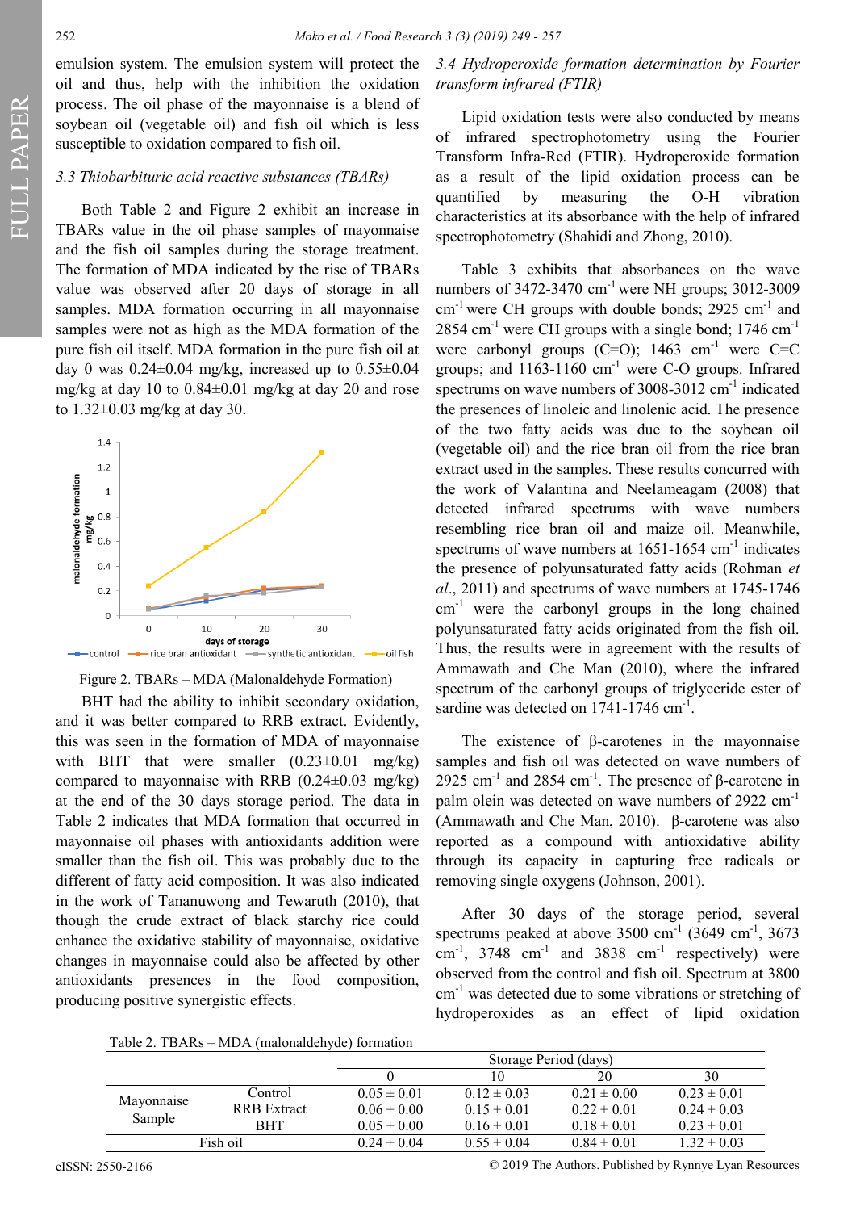emulsion system. The emulsion system will protect the oil and thus, help with the inhibition the oxidation process. The oil phase of the mayonnaise is a blend of soybean oil (vegetable oil) and fish oil which is less susceptible to oxidation compared to fish oil.

### 3.3 Thiobarbituric acid reactive substances (TBARs)

Both Table 2 and Figure 2 exhibit an increase in TBARs value in the oil phase samples of mayonnaise and the fish oil samples during the storage treatment. The formation of MDA indicated by the rise of TBARs value was observed after 20 days of storage in all samples. MDA formation occurring in all mayonnaise samples were not as high as the MDA formation of the pure fish oil itself. MDA formation in the pure fish oil at day 0 was 0.24±0.04 mg/kg, increased up to 0.55±0.04 mg/kg at day 10 to 0.84±0.01 mg/kg at day 20 and rose to 1.32±0.03 mg/kg at day 30.

Figure 2. TBARs – MDA (Malonaldehyde Formation)

BHT had the ability to inhibit secondary oxidation, and it was better compared to RRB extract. Evidently, this was seen in the formation of MDA of mayonnaise with BHT that were smaller (0.23±0.01 mg/kg) compared to mayonnaise with RRB (0.24±0.03 mg/kg) at the end of the 30 days storage period. The data in Table 2 indicates that MDA formation that occurred in mayonnaise oil phases with antioxidants addition were smaller than the fish oil. This was probably due to the different of fatty acid composition. It was also indicated in the work of Tananuwong and Tewaruth (2010), that though the crude extract of black starchy rice could enhance the oxidative stability of mayonnaise, oxidative changes in mayonnaise could also be affected by other antioxidants presences in the food composition, producing positive synergistic effects.

### 3.4 Hydroperoxide formation determination by Fourier transform infrared (FTIR)

Lipid oxidation tests were also conducted by means of infrared spectrophotometry using the Fourier Transform Infra-Red (FTIR). Hydroperoxide formation as a result of the lipid oxidation process can be quantified by measuring the O-H vibration characteristics at its absorbance with the help of infrared spectrophotometry (Shahidi and Zhong, 2010).

Table 3 exhibits that absorbances on the wave numbers of 3472-3470 $cm^{-1}$ were NH groups; 3012-3009 $cm^{-1}$ were CH groups with double bonds; 2925 $cm^{-1}$ and 2854 $cm^{-1}$ were CH groups with a single bond; 1746 $cm^{-1}$ were carbonyl groups (C=O); 1463 $cm^{-1}$ were C=C groups; and 1163-1160 $cm^{-1}$ were C-O groups. Infrared spectrums on wave numbers of 3008-3012 $cm^{-1}$ indicated the presences of linoleic and linolenic acid. The presence of the two fatty acids was due to the soybean oil (vegetable oil) and the rice bran oil from the rice bran extract used in the samples. These results concurred with the work of Valantina and Neelameagam (2008) that detected infrared spectrums with wave numbers resembling rice bran oil and maize oil. Meanwhile, spectrums of wave numbers at 1651-1654 $cm^{-1}$ indicates the presence of polyunsaturated fatty acids (Rohman *et al*., 2011) and spectrums of wave numbers at 1745-1746 $cm^{-1}$ were the carbonyl groups in the long chained polyunsaturated fatty acids originated from the fish oil. Thus, the results were in agreement with the results of Ammawath and Che Man (2010), where the infrared spectrum of the carbonyl groups of triglyceride ester of sardine was detected on 1741-1746 $cm^{-1}$.

The existence of β-carotenes in the mayonnaise samples and fish oil was detected on wave numbers of 2925 $cm^{-1}$ and 2854 $cm^{-1}$. The presence of β-carotene in palm olein was detected on wave numbers of 2922 $cm^{-1}$ (Ammawath and Che Man, 2010). β-carotene was also reported as a compound with antioxidative ability through its capacity in capturing free radicals or removing single oxygens (Johnson, 2001).

After 30 days of the storage period, several spectrums peaked at above 3500 $cm^{-1}$ (3649 $cm^{-1}$, 3673 $cm^{-1}$, 3748 $cm^{-1}$ and 3838 $cm^{-1}$ respectively) were observed from the control and fish oil. Spectrum at 3800 $cm^{-1}$ was detected due to some vibrations or stretching of hydroperoxides as an effect of lipid oxidation

Table 2. TBARs – MDA (malonaldehyde) formation

| | | Storage Period (days) | | | |
|---|---|---|---|---|---|
| | | 0 | 10 | 20 | 30 |
| Mayonnaise Sample | Control | 0.05 ± 0.01 | 0.12 ± 0.03 | 0.21 ± 0.00 | 0.23 ± 0.01 |
| | RRB Extract | 0.06 ± 0.00 | 0.15 ± 0.01 | 0.22 ± 0.01 | 0.24 ± 0.03 |
| | BHT | 0.05 ± 0.00 | 0.16 ± 0.01 | 0.18 ± 0.01 | 0.23 ± 0.01 |
| Fish oil | | 0.24 ± 0.04 | 0.55 ± 0.04 | 0.84 ± 0.01 | 1.32 ± 0.03 |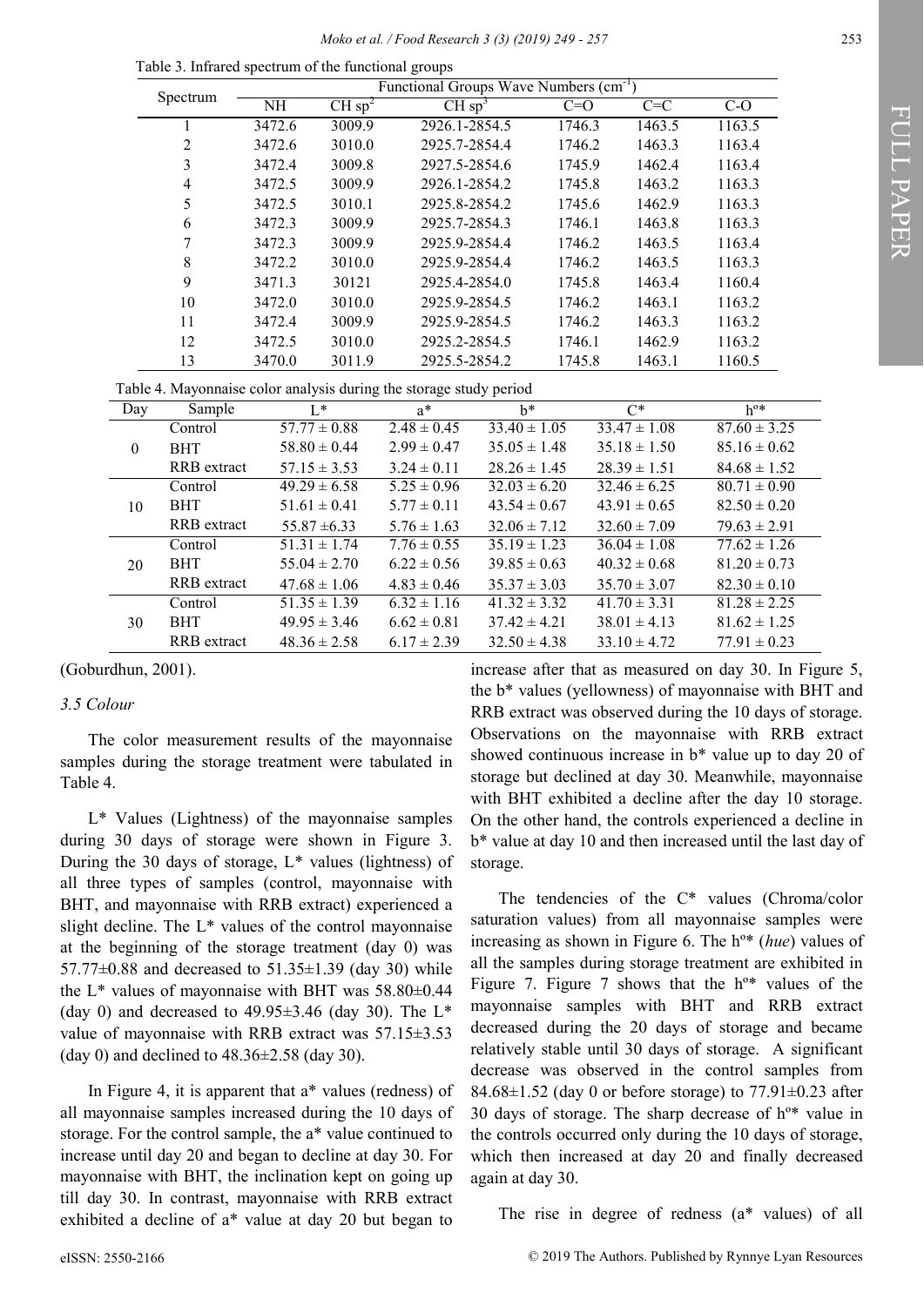Table 3. Infrared spectrum of the functional groups

| Spectrum | Functional Groups Wave Numbers ($cm^{-1}$) | | | | | |
|---|---|---|---|---|---|---|
| | NH | CH $sp^2$ | CH $sp^3$ | C=O | C=C | C-O |
| 1 | 3472.6 | 3009.9 | 2926.1-2854.5 | 1746.3 | 1463.5 | 1163.5 |
| 2 | 3472.6 | 3010.0 | 2925.7-2854.4 | 1746.2 | 1463.3 | 1163.4 |
| 3 | 3472.4 | 3009.8 | 2927.5-2854.6 | 1745.9 | 1462.4 | 1163.4 |
| 4 | 3472.5 | 3009.9 | 2926.1-2854.2 | 1745.8 | 1463.2 | 1163.3 |
| 5 | 3472.5 | 3010.1 | 2925.8-2854.2 | 1745.6 | 1462.9 | 1163.3 |
| 6 | 3472.3 | 3009.9 | 2925.7-2854.3 | 1746.1 | 1463.8 | 1163.3 |
| 7 | 3472.3 | 3009.9 | 2925.9-2854.4 | 1746.2 | 1463.5 | 1163.4 |
| 8 | 3472.2 | 3010.0 | 2925.9-2854.4 | 1746.2 | 1463.5 | 1163.3 |
| 9 | 3471.3 | 30121 | 2925.4-2854.0 | 1745.8 | 1463.4 | 1160.4 |
| 10 | 3472.0 | 3010.0 | 2925.9-2854.5 | 1746.2 | 1463.1 | 1163.2 |
| 11 | 3472.4 | 3009.9 | 2925.9-2854.5 | 1746.2 | 1463.3 | 1163.2 |
| 12 | 3472.5 | 3010.0 | 2925.2-2854.5 | 1746.1 | 1462.9 | 1163.2 |
| 13 | 3470.0 | 3011.9 | 2925.5-2854.2 | 1745.8 | 1463.1 | 1160.5 |

Table 4. Mayonnaise color analysis during the storage study period

| Day | Sample | L* | a* | b* | C* | h°* |
|---|---|---|---|---|---|---|
| 0 | Control | 57.77 ± 0.88 | 2.48 ± 0.45 | 33.40 ± 1.05 | 33.47 ± 1.08 | 87.60 ± 3.25 |
| | BHT | 58.80 ± 0.44 | 2.99 ± 0.47 | 35.05 ± 1.48 | 35.18 ± 1.50 | 85.16 ± 0.62 |
| | RRB extract | 57.15 ± 3.53 | 3.24 ± 0.11 | 28.26 ± 1.45 | 28.39 ± 1.51 | 84.68 ± 1.52 |
| 10 | Control | 49.29 ± 6.58 | 5.25 ± 0.96 | 32.03 ± 6.20 | 32.46 ± 6.25 | 80.71 ± 0.90 |
| | BHT | 51.61 ± 0.41 | 5.77 ± 0.11 | 43.54 ± 0.67 | 43.91 ± 0.65 | 82.50 ± 0.20 |
| | RRB extract | 55.87 ±6.33 | 5.76 ± 1.63 | 32.06 ± 7.12 | 32.60 ± 7.09 | 79.63 ± 2.91 |
| 20 | Control | 51.31 ± 1.74 | 7.76 ± 0.55 | 35.19 ± 1.23 | 36.04 ± 1.08 | 77.62 ± 1.26 |
| | BHT | 55.04 ± 2.70 | 6.22 ± 0.56 | 39.85 ± 0.63 | 40.32 ± 0.68 | 81.20 ± 0.73 |
| | RRB extract | 47.68 ± 1.06 | 4.83 ± 0.46 | 35.37 ± 3.03 | 35.70 ± 3.07 | 82.30 ± 0.10 |
| 30 | Control | 51.35 ± 1.39 | 6.32 ± 1.16 | 41.32 ± 3.32 | 41.70 ± 3.31 | 81.28 ± 2.25 |
| | BHT | 49.95 ± 3.46 | 6.62 ± 0.81 | 37.42 ± 4.21 | 38.01 ± 4.13 | 81.62 ± 1.25 |
| | RRB extract | 48.36 ± 2.58 | 6.17 ± 2.39 | 32.50 ± 4.38 | 33.10 ± 4.72 | 77.91 ± 0.23 |

(Goburdhun, 2001).

### *3.5 Colour*

The color measurement results of the mayonnaise samples during the storage treatment were tabulated in Table 4.

L* Values (Lightness) of the mayonnaise samples during 30 days of storage were shown in Figure 3. During the 30 days of storage, L* values (lightness) of all three types of samples (control, mayonnaise with BHT, and mayonnaise with RRB extract) experienced a slight decline. The L* values of the control mayonnaise at the beginning of the storage treatment (day 0) was 57.77±0.88 and decreased to 51.35±1.39 (day 30) while the L* values of mayonnaise with BHT was 58.80±0.44 (day 0) and decreased to 49.95±3.46 (day 30). The L* value of mayonnaise with RRB extract was 57.15±3.53 (day 0) and declined to 48.36±2.58 (day 30).

In Figure 4, it is apparent that a* values (redness) of all mayonnaise samples increased during the 10 days of storage. For the control sample, the a* value continued to increase until day 20 and began to decline at day 30. For mayonnaise with BHT, the inclination kept on going up till day 30. In contrast, mayonnaise with RRB extract exhibited a decline of a* value at day 20 but began to increase after that as measured on day 30. In Figure 5, the b* values (yellowness) of mayonnaise with BHT and RRB extract was observed during the 10 days of storage. Observations on the mayonnaise with RRB extract showed continuous increase in b* value up to day 20 of storage but declined at day 30. Meanwhile, mayonnaise with BHT exhibited a decline after the day 10 storage. On the other hand, the controls experienced a decline in b* value at day 10 and then increased until the last day of storage.

The tendencies of the C* values (Chroma/color saturation values) from all mayonnaise samples were increasing as shown in Figure 6. The h°* (*hue*) values of all the samples during storage treatment are exhibited in Figure 7. Figure 7 shows that the h°* values of the mayonnaise samples with BHT and RRB extract decreased during the 20 days of storage and became relatively stable until 30 days of storage. A significant decrease was observed in the control samples from 84.68±1.52 (day 0 or before storage) to 77.91±0.23 after 30 days of storage. The sharp decrease of h°* value in the controls occurred only during the 10 days of storage, which then increased at day 20 and finally decreased again at day 30.

The rise in degree of redness (a* values) of all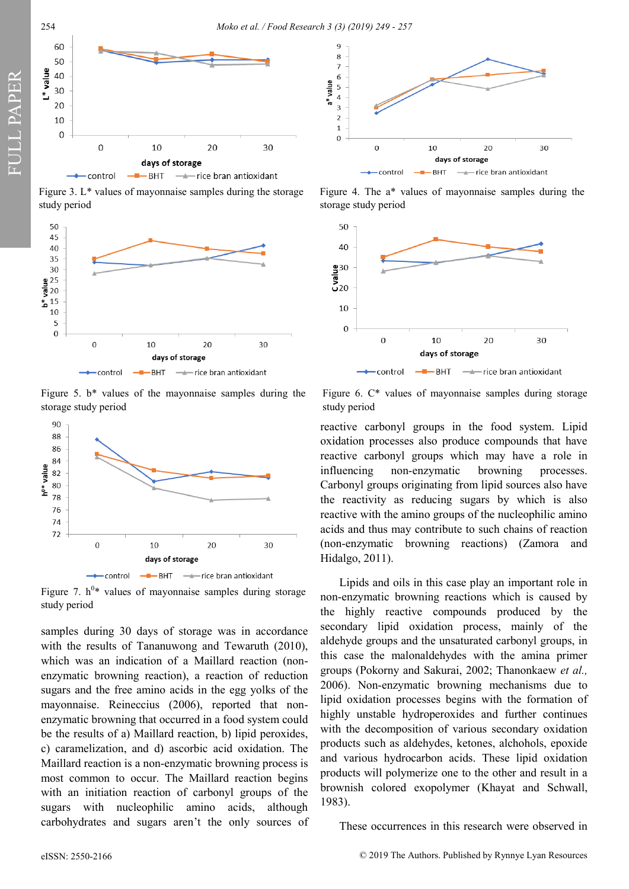Figure 3. L* values of mayonnaise samples during the storage study period

Figure 4. The a* values of mayonnaise samples during the storage study period

Figure 5. b* values of the mayonnaise samples during the storage study period

Figure 6. C* values of mayonnaise samples during storage study period

Figure 7. $h^0$* values of mayonnaise samples during storage study period

samples during 30 days of storage was in accordance with the results of Tananuwong and Tewaruth (2010), which was an indication of a Maillard reaction (non-enzymatic browning reaction), a reaction of reduction sugars and the free amino acids in the egg yolks of the mayonnaise. Reineccius (2006), reported that non-enzymatic browning that occurred in a food system could be the results of a) Maillard reaction, b) lipid peroxides, c) caramelization, and d) ascorbic acid oxidation. The Maillard reaction is a non-enzymatic browning process is most common to occur. The Maillard reaction begins with an initiation reaction of carbonyl groups of the sugars with nucleophilic amino acids, although carbohydrates and sugars aren't the only sources of reactive carbonyl groups in the food system. Lipid oxidation processes also produce compounds that have reactive carbonyl groups which may have a role in influencing non-enzymatic browning processes. Carbonyl groups originating from lipid sources also have the reactivity as reducing sugars by which is also reactive with the amino groups of the nucleophilic amino acids and thus may contribute to such chains of reaction (non-enzymatic browning reactions) (Zamora and Hidalgo, 2011).

Lipids and oils in this case play an important role in non-enzymatic browning reactions which is caused by the highly reactive compounds produced by the secondary lipid oxidation process, mainly of the aldehyde groups and the unsaturated carbonyl groups, in this case the malonaldehydes with the amina primer groups (Pokorny and Sakurai, 2002; Thanonkaew *et al.,* 2006). Non-enzymatic browning mechanisms due to lipid oxidation processes begins with the formation of highly unstable hydroperoxides and further continues with the decomposition of various secondary oxidation products such as aldehydes, ketones, alchohols, epoxide and various hydrocarbon acids. These lipid oxidation products will polymerize one to the other and result in a brownish colored exopolymer (Khayat and Schwall, 1983).

These occurrences in this research were observed in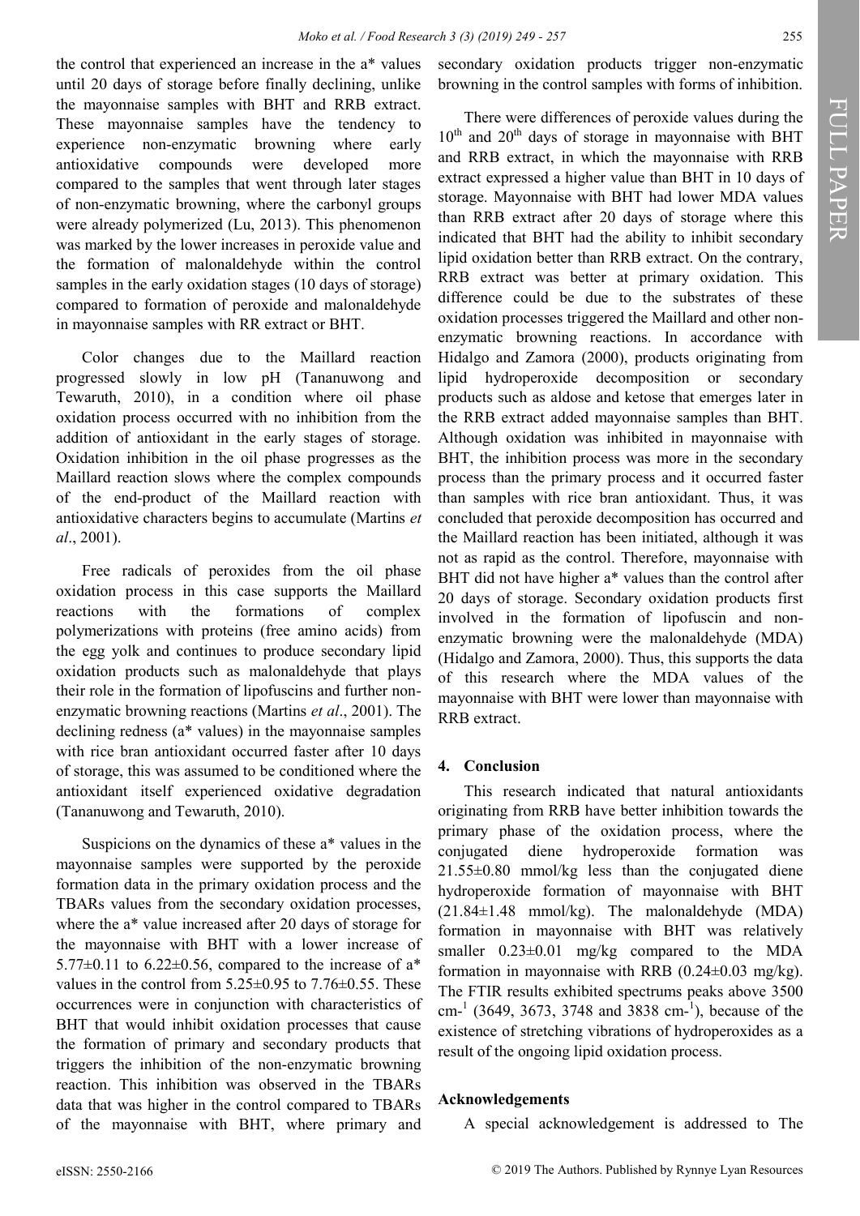the control that experienced an increase in the a* values until 20 days of storage before finally declining, unlike the mayonnaise samples with BHT and RRB extract. These mayonnaise samples have the tendency to experience non-enzymatic browning where early antioxidative compounds were developed more compared to the samples that went through later stages of non-enzymatic browning, where the carbonyl groups were already polymerized (Lu, 2013). This phenomenon was marked by the lower increases in peroxide value and the formation of malonaldehyde within the control samples in the early oxidation stages (10 days of storage) compared to formation of peroxide and malonaldehyde in mayonnaise samples with RR extract or BHT.

Color changes due to the Maillard reaction progressed slowly in low pH (Tananuwong and Tewaruth, 2010), in a condition where oil phase oxidation process occurred with no inhibition from the addition of antioxidant in the early stages of storage. Oxidation inhibition in the oil phase progresses as the Maillard reaction slows where the complex compounds of the end-product of the Maillard reaction with antioxidative characters begins to accumulate (Martins *et al*., 2001).

Free radicals of peroxides from the oil phase oxidation process in this case supports the Maillard reactions with the formations of complex polymerizations with proteins (free amino acids) from the egg yolk and continues to produce secondary lipid oxidation products such as malonaldehyde that plays their role in the formation of lipofuscins and further non-enzymatic browning reactions (Martins *et al*., 2001). The declining redness (a* values) in the mayonnaise samples with rice bran antioxidant occurred faster after 10 days of storage, this was assumed to be conditioned where the antioxidant itself experienced oxidative degradation (Tananuwong and Tewaruth, 2010).

Suspicions on the dynamics of these a* values in the mayonnaise samples were supported by the peroxide formation data in the primary oxidation process and the TBARs values from the secondary oxidation processes, where the a* value increased after 20 days of storage for the mayonnaise with BHT with a lower increase of 5.77±0.11 to 6.22±0.56, compared to the increase of a* values in the control from 5.25±0.95 to 7.76±0.55. These occurrences were in conjunction with characteristics of BHT that would inhibit oxidation processes that cause the formation of primary and secondary products that triggers the inhibition of the non-enzymatic browning reaction. This inhibition was observed in the TBARs data that was higher in the control compared to TBARs of the mayonnaise with BHT, where primary and secondary oxidation products trigger non-enzymatic browning in the control samples with forms of inhibition.

There were differences of peroxide values during the 10th and 20th days of storage in mayonnaise with BHT and RRB extract, in which the mayonnaise with RRB extract expressed a higher value than BHT in 10 days of storage. Mayonnaise with BHT had lower MDA values than RRB extract after 20 days of storage where this indicated that BHT had the ability to inhibit secondary lipid oxidation better than RRB extract. On the contrary, RRB extract was better at primary oxidation. This difference could be due to the substrates of these oxidation processes triggered the Maillard and other non-enzymatic browning reactions. In accordance with Hidalgo and Zamora (2000), products originating from lipid hydroperoxide decomposition or secondary products such as aldose and ketose that emerges later in the RRB extract added mayonnaise samples than BHT. Although oxidation was inhibited in mayonnaise with BHT, the inhibition process was more in the secondary process than the primary process and it occurred faster than samples with rice bran antioxidant. Thus, it was concluded that peroxide decomposition has occurred and the Maillard reaction has been initiated, although it was not as rapid as the control. Therefore, mayonnaise with BHT did not have higher a* values than the control after 20 days of storage. Secondary oxidation products first involved in the formation of lipofuscin and non-enzymatic browning were the malonaldehyde (MDA) (Hidalgo and Zamora, 2000). Thus, this supports the data of this research where the MDA values of the mayonnaise with BHT were lower than mayonnaise with RRB extract.

## 4. Conclusion

This research indicated that natural antioxidants originating from RRB have better inhibition towards the primary phase of the oxidation process, where the conjugated diene hydroperoxide formation was 21.55±0.80 mmol/kg less than the conjugated diene hydroperoxide formation of mayonnaise with BHT (21.84±1.48 mmol/kg). The malonaldehyde (MDA) formation in mayonnaise with BHT was relatively smaller 0.23±0.01 mg/kg compared to the MDA formation in mayonnaise with RRB (0.24±0.03 mg/kg). The FTIR results exhibited spectrums peaks above 3500 $cm^{-1}$ (3649, 3673, 3748 and 3838 $cm^{-1}$), because of the existence of stretching vibrations of hydroperoxides as a result of the ongoing lipid oxidation process.

### Acknowledgements

A special acknowledgement is addressed to The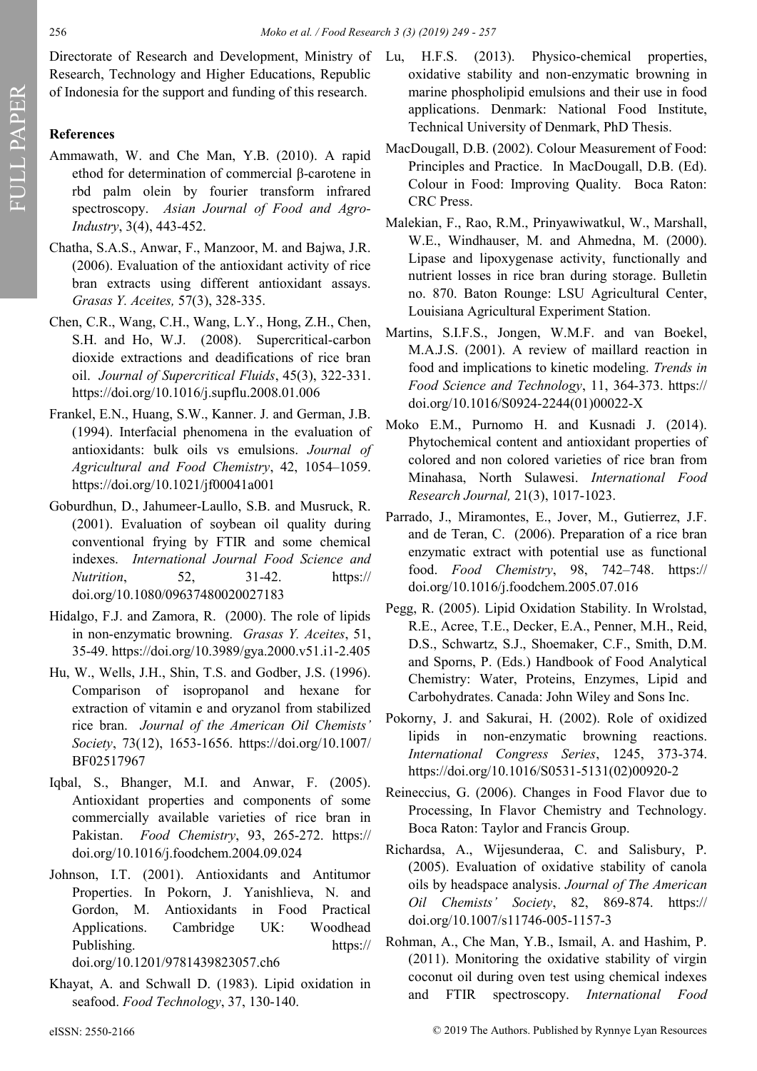Directorate of Research and Development, Ministry of Research, Technology and Higher Educations, Republic of Indonesia for the support and funding of this research.

## References

Ammawath, W. and Che Man, Y.B. (2010). A rapid ethod for determination of commercial β-carotene in rbd palm olein by fourier transform infrared spectroscopy. *Asian Journal of Food and Agro-Industry*, 3(4), 443-452.

Chatha, S.A.S., Anwar, F., Manzoor, M. and Bajwa, J.R. (2006). Evaluation of the antioxidant activity of rice bran extracts using different antioxidant assays. *Grasas Y. Aceites,* 57(3), 328-335.

Chen, C.R., Wang, C.H., Wang, L.Y., Hong, Z.H., Chen, S.H. and Ho, W.J. (2008). Supercritical-carbon dioxide extractions and deadifications of rice bran oil. *Journal of Supercritical Fluids*, 45(3), 322-331. https://doi.org/10.1016/j.supflu.2008.01.006

Frankel, E.N., Huang, S.W., Kanner. J. and German, J.B. (1994). Interfacial phenomena in the evaluation of antioxidants: bulk oils vs emulsions. *Journal of Agricultural and Food Chemistry*, 42, 1054–1059. https://doi.org/10.1021/jf00041a001

Goburdhun, D., Jahumeer-Laullo, S.B. and Musruck, R. (2001). Evaluation of soybean oil quality during conventional frying by FTIR and some chemical indexes. *International Journal Food Science and Nutrition*, 52, 31-42. https://doi.org/10.1080/09637480020027183

Hidalgo, F.J. and Zamora, R. (2000). The role of lipids in non-enzymatic browning. *Grasas Y. Aceites*, 51, 35-49. https://doi.org/10.3989/gya.2000.v51.i1-2.405

Hu, W., Wells, J.H., Shin, T.S. and Godber, J.S. (1996). Comparison of isopropanol and hexane for extraction of vitamin e and oryzanol from stabilized rice bran. *Journal of the American Oil Chemists' Society*, 73(12), 1653-1656. https://doi.org/10.1007/BF02517967

Iqbal, S., Bhanger, M.I. and Anwar, F. (2005). Antioxidant properties and components of some commercially available varieties of rice bran in Pakistan. *Food Chemistry*, 93, 265-272. https://doi.org/10.1016/j.foodchem.2004.09.024

Johnson, I.T. (2001). Antioxidants and Antitumor Properties. In Pokorn, J. Yanishlieva, N. and Gordon, M. Antioxidants in Food Practical Applications. Cambridge UK: Woodhead Publishing. https://doi.org/10.1201/9781439823057.ch6

Khayat, A. and Schwall D. (1983). Lipid oxidation in seafood. *Food Technology*, 37, 130-140.

Lu, H.F.S. (2013). Physico-chemical properties, oxidative stability and non-enzymatic browning in marine phospholipid emulsions and their use in food applications. Denmark: National Food Institute, Technical University of Denmark, PhD Thesis.

MacDougall, D.B. (2002). Colour Measurement of Food: Principles and Practice. In MacDougall, D.B. (Ed). Colour in Food: Improving Quality. Boca Raton: CRC Press.

Malekian, F., Rao, R.M., Prinyawiwatkul, W., Marshall, W.E., Windhauser, M. and Ahmedna, M. (2000). Lipase and lipoxygenase activity, functionally and nutrient losses in rice bran during storage. Bulletin no. 870. Baton Rounge: LSU Agricultural Center, Louisiana Agricultural Experiment Station.

Martins, S.I.F.S., Jongen, W.M.F. and van Boekel, M.A.J.S. (2001). A review of maillard reaction in food and implications to kinetic modeling. *Trends in Food Science and Technology*, 11, 364-373. https://doi.org/10.1016/S0924-2244(01)00022-X

Moko E.M., Purnomo H. and Kusnadi J. (2014). Phytochemical content and antioxidant properties of colored and non colored varieties of rice bran from Minahasa, North Sulawesi. *International Food Research Journal,* 21(3), 1017-1023.

Parrado, J., Miramontes, E., Jover, M., Gutierrez, J.F. and de Teran, C. (2006). Preparation of a rice bran enzymatic extract with potential use as functional food. *Food Chemistry*, 98, 742–748. https://doi.org/10.1016/j.foodchem.2005.07.016

Pegg, R. (2005). Lipid Oxidation Stability. In Wrolstad, R.E., Acree, T.E., Decker, E.A., Penner, M.H., Reid, D.S., Schwartz, S.J., Shoemaker, C.F., Smith, D.M. and Sporns, P. (Eds.) Handbook of Food Analytical Chemistry: Water, Proteins, Enzymes, Lipid and Carbohydrates. Canada: John Wiley and Sons Inc.

Pokorny, J. and Sakurai, H. (2002). Role of oxidized lipids in non-enzymatic browning reactions. *International Congress Series*, 1245, 373-374. https://doi.org/10.1016/S0531-5131(02)00920-2

Reineccius, G. (2006). Changes in Food Flavor due to Processing, In Flavor Chemistry and Technology. Boca Raton: Taylor and Francis Group.

Richardsa, A., Wijesunderaa, C. and Salisbury, P. (2005). Evaluation of oxidative stability of canola oils by headspace analysis. *Journal of The American Oil Chemists' Society*, 82, 869-874. https://doi.org/10.1007/s11746-005-1157-3

Rohman, A., Che Man, Y.B., Ismail, A. and Hashim, P. (2011). Monitoring the oxidative stability of virgin coconut oil during oven test using chemical indexes and FTIR spectroscopy. *International Food*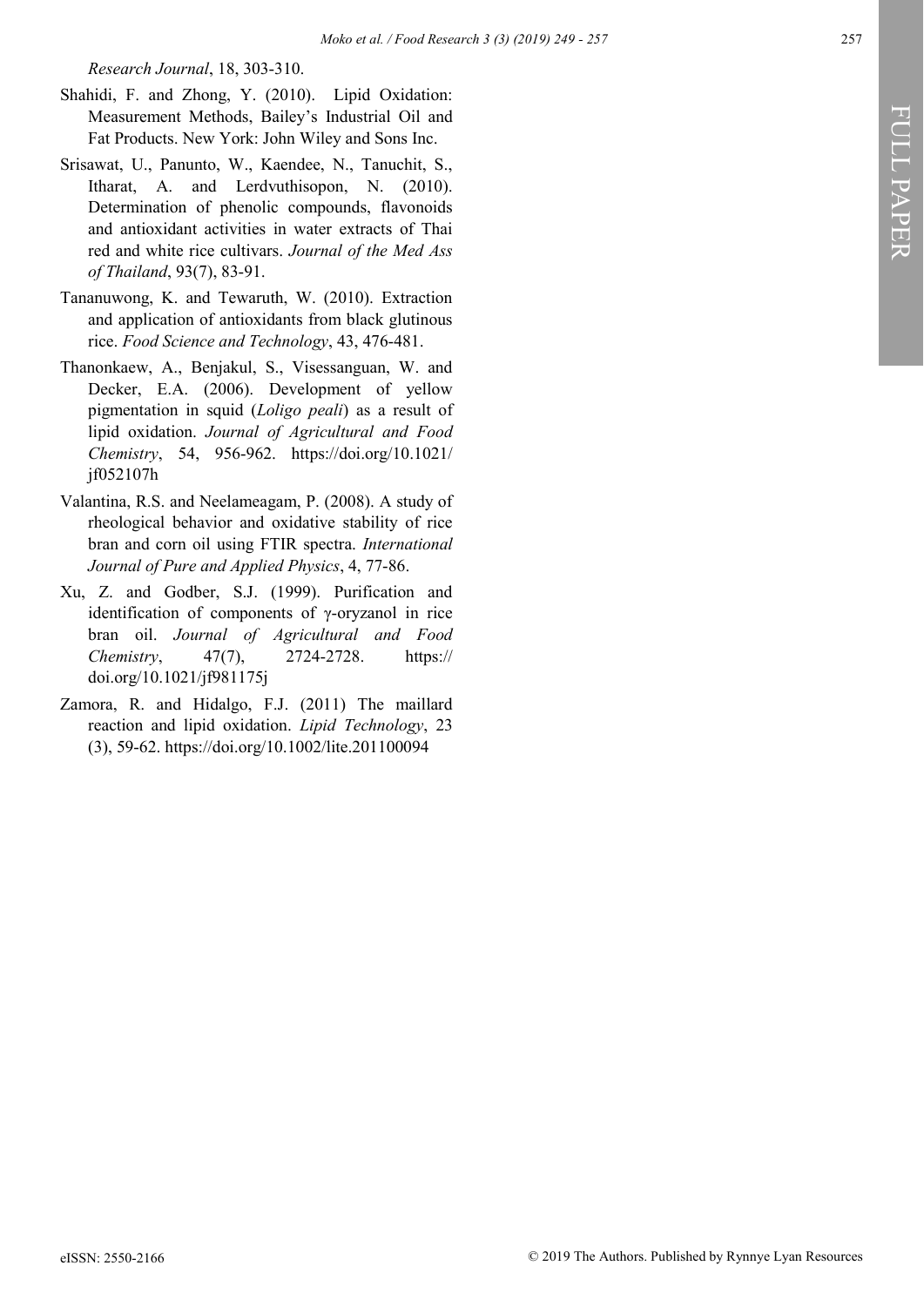*Research Journal*, 18, 303-310.

Shahidi, F. and Zhong, Y. (2010). Lipid Oxidation: Measurement Methods, Bailey's Industrial Oil and Fat Products. New York: John Wiley and Sons Inc.

Srisawat, U., Panunto, W., Kaendee, N., Tanuchit, S., Itharat, A. and Lerdvuthisopon, N. (2010). Determination of phenolic compounds, flavonoids and antioxidant activities in water extracts of Thai red and white rice cultivars. *Journal of the Med Ass of Thailand*, 93(7), 83-91.

Tananuwong, K. and Tewaruth, W. (2010). Extraction and application of antioxidants from black glutinous rice. *Food Science and Technology*, 43, 476-481.

Thanonkaew, A., Benjakul, S., Visessanguan, W. and Decker, E.A. (2006). Development of yellow pigmentation in squid (*Loligo peali*) as a result of lipid oxidation. *Journal of Agricultural and Food Chemistry*, 54, 956-962. https://doi.org/10.1021/jf052107h

Valantina, R.S. and Neelameagam, P. (2008). A study of rheological behavior and oxidative stability of rice bran and corn oil using FTIR spectra. *International Journal of Pure and Applied Physics*, 4, 77-86.

Xu, Z. and Godber, S.J. (1999). Purification and identification of components of γ-oryzanol in rice bran oil. *Journal of Agricultural and Food Chemistry*, 47(7), 2724-2728. https://doi.org/10.1021/jf981175j

Zamora, R. and Hidalgo, F.J. (2011) The maillard reaction and lipid oxidation. *Lipid Technology*, 23 (3), 59-62. https://doi.org/10.1002/lite.201100094